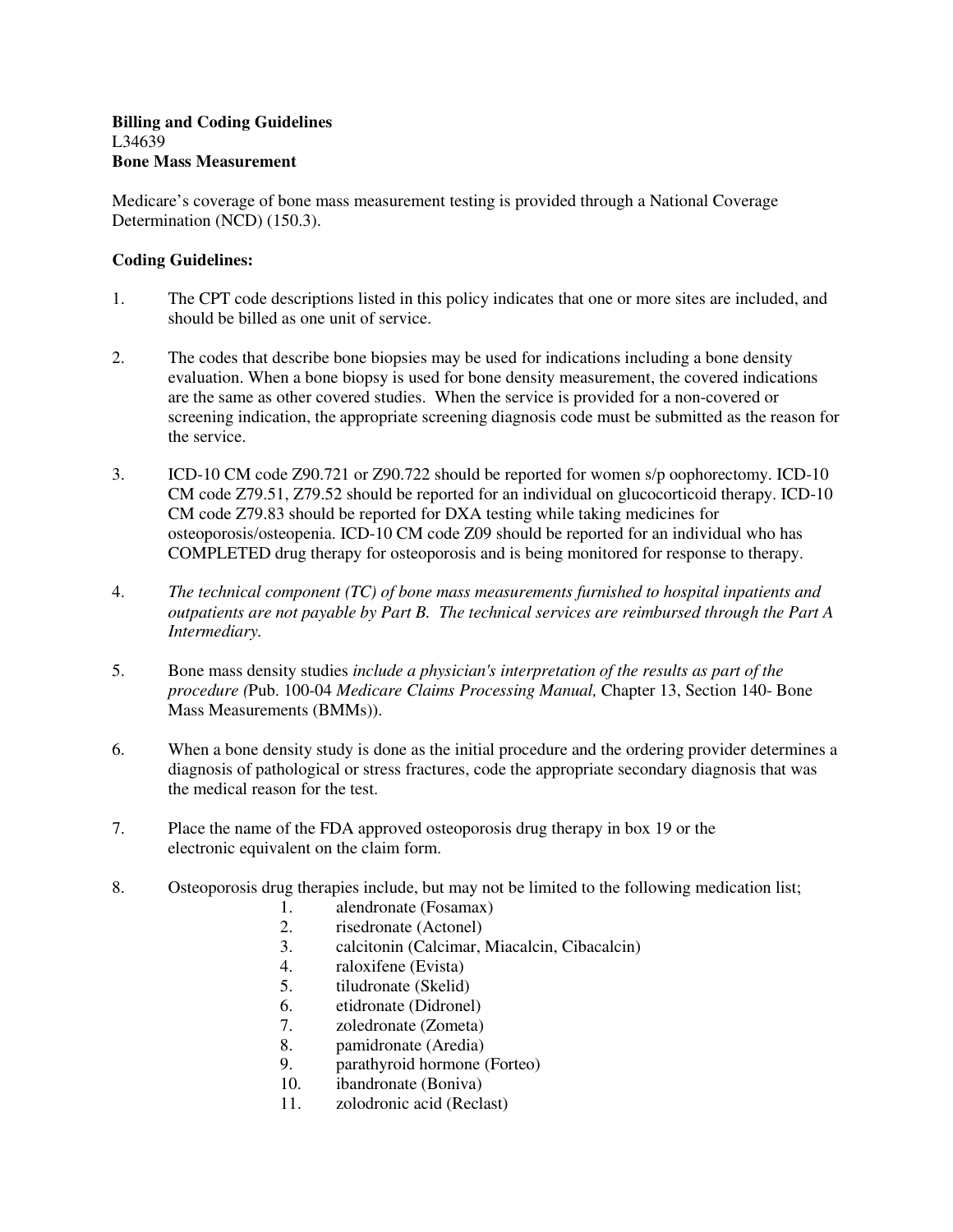**Billing and Coding Guidelines**
L34639
**Bone Mass Measurement**

Medicare's coverage of bone mass measurement testing is provided through a National Coverage Determination (NCD) (150.3).

**Coding Guidelines:**

1. The CPT code descriptions listed in this policy indicates that one or more sites are included, and should be billed as one unit of service.

2. The codes that describe bone biopsies may be used for indications including a bone density evaluation. When a bone biopsy is used for bone density measurement, the covered indications are the same as other covered studies. When the service is provided for a non-covered or screening indication, the appropriate screening diagnosis code must be submitted as the reason for the service.

3. ICD-10 CM code Z90.721 or Z90.722 should be reported for women s/p oophorectomy. ICD-10 CM code Z79.51, Z79.52 should be reported for an individual on glucocorticoid therapy. ICD-10 CM code Z79.83 should be reported for DXA testing while taking medicines for osteoporosis/osteopenia. ICD-10 CM code Z09 should be reported for an individual who has COMPLETED drug therapy for osteoporosis and is being monitored for response to therapy.

4. *The technical component (TC) of bone mass measurements furnished to hospital inpatients and outpatients are not payable by Part B. The technical services are reimbursed through the Part A Intermediary.*

5. Bone mass density studies *include a physician's interpretation of the results as part of the procedure (*Pub. 100-04 *Medicare Claims Processing Manual,* Chapter 13, Section 140- Bone Mass Measurements (BMMs)).

6. When a bone density study is done as the initial procedure and the ordering provider determines a diagnosis of pathological or stress fractures, code the appropriate secondary diagnosis that was the medical reason for the test.

7. Place the name of the FDA approved osteoporosis drug therapy in box 19 or the electronic equivalent on the claim form.

8. Osteoporosis drug therapies include, but may not be limited to the following medication list;
    1. alendronate (Fosamax)
    2. risedronate (Actonel)
    3. calcitonin (Calcimar, Miacalcin, Cibacalcin)
    4. raloxifene (Evista)
    5. tiludronate (Skelid)
    6. etidronate (Didronel)
    7. zoledronate (Zometa)
    8. pamidronate (Aredia)
    9. parathyroid hormone (Forteo)
    10. ibandronate (Boniva)
    11. zolodronic acid (Reclast)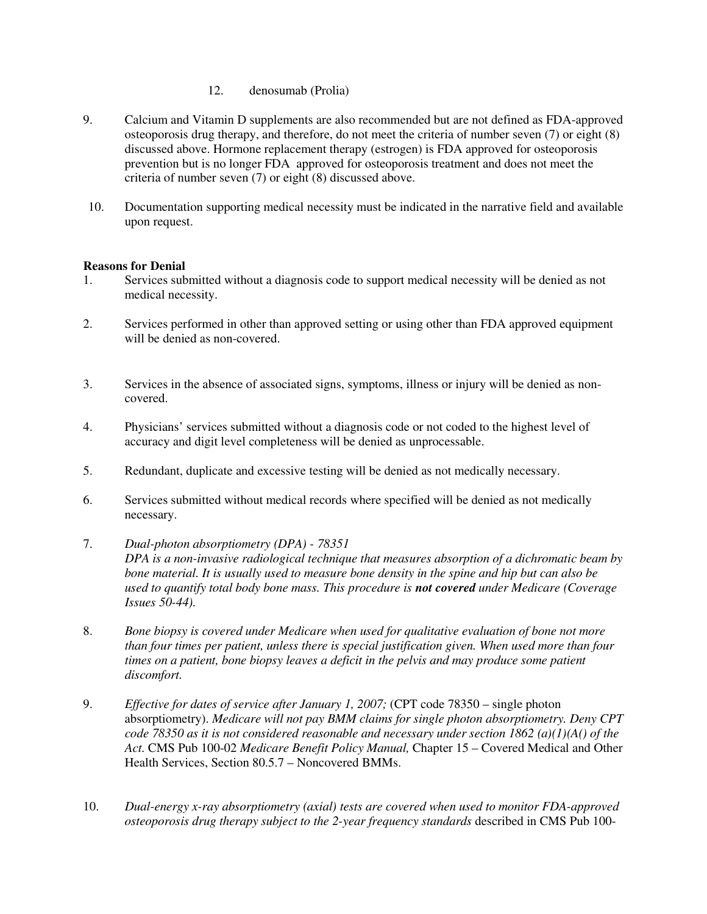12. denosumab (Prolia)

9. Calcium and Vitamin D supplements are also recommended but are not defined as FDA-approved osteoporosis drug therapy, and therefore, do not meet the criteria of number seven (7) or eight (8) discussed above. Hormone replacement therapy (estrogen) is FDA approved for osteoporosis prevention but is no longer FDA approved for osteoporosis treatment and does not meet the criteria of number seven (7) or eight (8) discussed above.

10. Documentation supporting medical necessity must be indicated in the narrative field and available upon request.

**Reasons for Denial**

1. Services submitted without a diagnosis code to support medical necessity will be denied as not medical necessity.

2. Services performed in other than approved setting or using other than FDA approved equipment will be denied as non-covered.

3. Services in the absence of associated signs, symptoms, illness or injury will be denied as non-covered.

4. Physicians' services submitted without a diagnosis code or not coded to the highest level of accuracy and digit level completeness will be denied as unprocessable.

5. Redundant, duplicate and excessive testing will be denied as not medically necessary.

6. Services submitted without medical records where specified will be denied as not medically necessary.

7. *Dual-photon absorptiometry (DPA) - 78351*
   *DPA is a non-invasive radiological technique that measures absorption of a dichromatic beam by bone material. It is usually used to measure bone density in the spine and hip but can also be used to quantify total body bone mass. This procedure is **not covered** under Medicare (Coverage Issues 50-44).*

8. *Bone biopsy is covered under Medicare when used for qualitative evaluation of bone not more than four times per patient, unless there is special justification given. When used more than four times on a patient, bone biopsy leaves a deficit in the pelvis and may produce some patient discomfort.*

9. *Effective for dates of service after January 1, 2007;* (CPT code 78350 – single photon absorptiometry). *Medicare will not pay BMM claims for single photon absorptiometry. Deny CPT code 78350 as it is not considered reasonable and necessary under section 1862 (a)(1)(A() of the Act.* CMS Pub 100-02 *Medicare Benefit Policy Manual,* Chapter 15 – Covered Medical and Other Health Services, Section 80.5.7 – Noncovered BMMs.

10. *Dual-energy x-ray absorptiometry (axial) tests are covered when used to monitor FDA-approved osteoporosis drug therapy subject to the 2-year frequency standards* described in CMS Pub 100-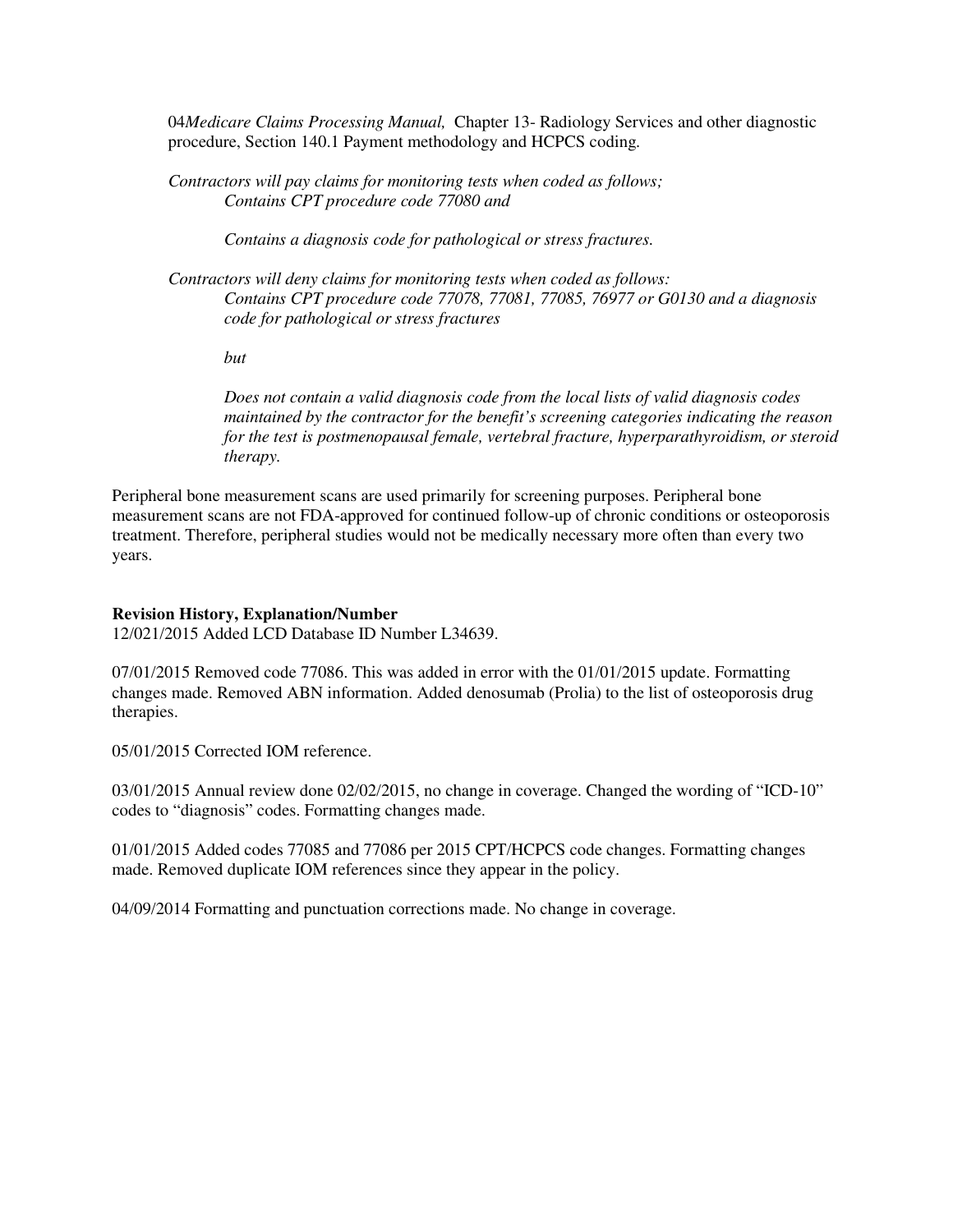04*Medicare Claims Processing Manual,* Chapter 13- Radiology Services and other diagnostic procedure, Section 140.1 Payment methodology and HCPCS coding.

*Contractors will pay claims for monitoring tests when coded as follows;*

> *Contains CPT procedure code 77080 and*
>
> *Contains a diagnosis code for pathological or stress fractures.*

*Contractors will deny claims for monitoring tests when coded as follows:*

> *Contains CPT procedure code 77078, 77081, 77085, 76977 or G0130 and a diagnosis code for pathological or stress fractures*
>
> *but*
>
> *Does not contain a valid diagnosis code from the local lists of valid diagnosis codes maintained by the contractor for the benefit's screening categories indicating the reason for the test is postmenopausal female, vertebral fracture, hyperparathyroidism, or steroid therapy.*

Peripheral bone measurement scans are used primarily for screening purposes. Peripheral bone measurement scans are not FDA-approved for continued follow-up of chronic conditions or osteoporosis treatment. Therefore, peripheral studies would not be medically necessary more often than every two years.

**Revision History, Explanation/Number**

12/021/2015 Added LCD Database ID Number L34639.

07/01/2015 Removed code 77086. This was added in error with the 01/01/2015 update. Formatting changes made. Removed ABN information. Added denosumab (Prolia) to the list of osteoporosis drug therapies.

05/01/2015 Corrected IOM reference.

03/01/2015 Annual review done 02/02/2015, no change in coverage. Changed the wording of "ICD-10" codes to "diagnosis" codes. Formatting changes made.

01/01/2015 Added codes 77085 and 77086 per 2015 CPT/HCPCS code changes. Formatting changes made. Removed duplicate IOM references since they appear in the policy.

04/09/2014 Formatting and punctuation corrections made. No change in coverage.